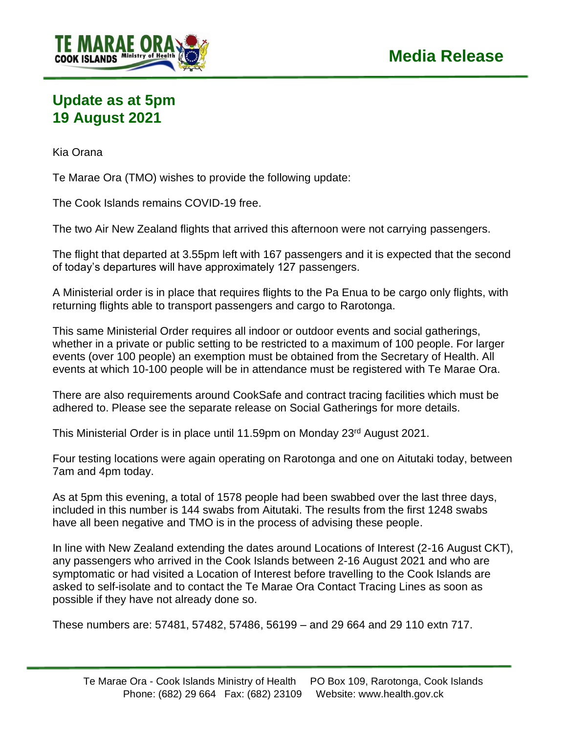TE MARAE ORA COOK ISLANDS Ministry of Health

# Media Release

## Update as at 5pm
## 19 August 2021

Kia Orana

Te Marae Ora (TMO) wishes to provide the following update:

The Cook Islands remains COVID-19 free.

The two Air New Zealand flights that arrived this afternoon were not carrying passengers.

The flight that departed at 3.55pm left with 167 passengers and it is expected that the second of today's departures will have approximately 127 passengers.

A Ministerial order is in place that requires flights to the Pa Enua to be cargo only flights, with returning flights able to transport passengers and cargo to Rarotonga.

This same Ministerial Order requires all indoor or outdoor events and social gatherings, whether in a private or public setting to be restricted to a maximum of 100 people. For larger events (over 100 people) an exemption must be obtained from the Secretary of Health. All events at which 10-100 people will be in attendance must be registered with Te Marae Ora.

There are also requirements around CookSafe and contract tracing facilities which must be adhered to. Please see the separate release on Social Gatherings for more details.

This Ministerial Order is in place until 11.59pm on Monday 23rd August 2021.

Four testing locations were again operating on Rarotonga and one on Aitutaki today, between 7am and 4pm today.

As at 5pm this evening, a total of 1578 people had been swabbed over the last three days, included in this number is 144 swabs from Aitutaki. The results from the first 1248 swabs have all been negative and TMO is in the process of advising these people.

In line with New Zealand extending the dates around Locations of Interest (2-16 August CKT), any passengers who arrived in the Cook Islands between 2-16 August 2021 and who are symptomatic or had visited a Location of Interest before travelling to the Cook Islands are asked to self-isolate and to contact the Te Marae Ora Contact Tracing Lines as soon as possible if they have not already done so.

These numbers are: 57481, 57482, 57486, 56199 – and 29 664 and 29 110 extn 717.

Te Marae Ora - Cook Islands Ministry of Health PO Box 109, Rarotonga, Cook Islands
Phone: (682) 29 664 Fax: (682) 23109 Website: www.health.gov.ck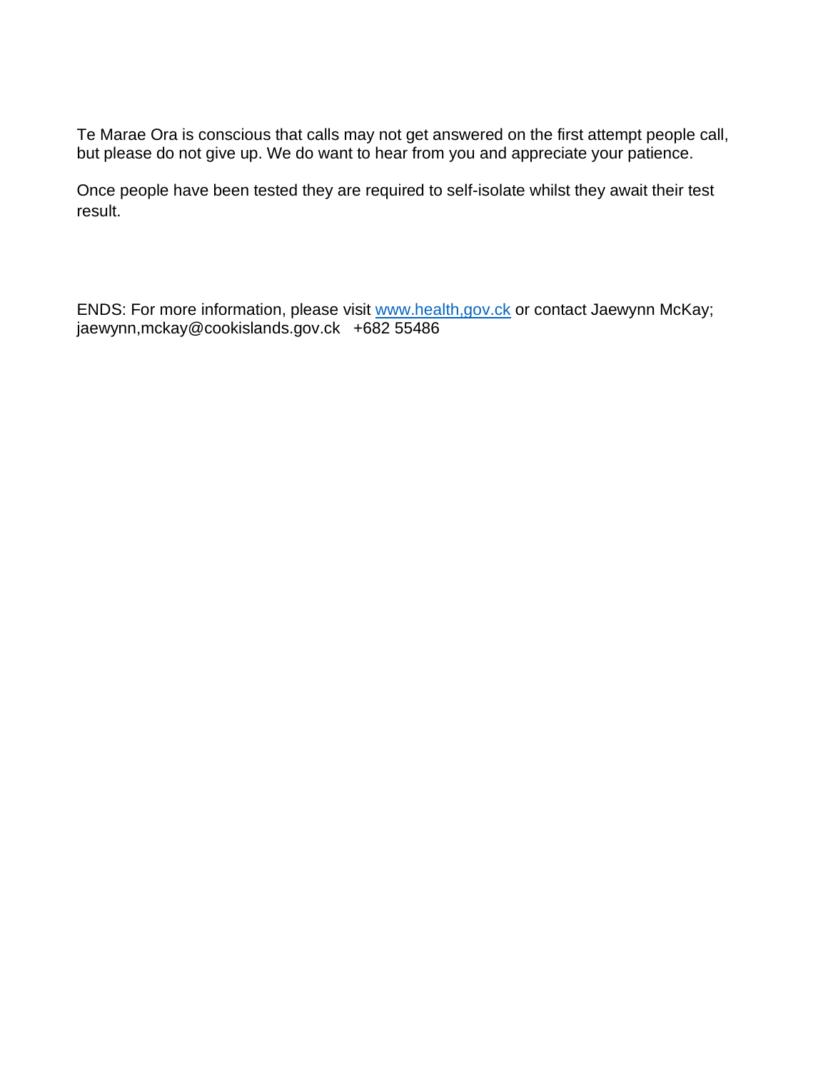Te Marae Ora is conscious that calls may not get answered on the first attempt people call, but please do not give up. We do want to hear from you and appreciate your patience.

Once people have been tested they are required to self-isolate whilst they await their test result.

ENDS: For more information, please visit [www.health,gov.ck](www.health,gov.ck) or contact Jaewynn McKay; jaewynn,mckay@cookislands.gov.ck +682 55486